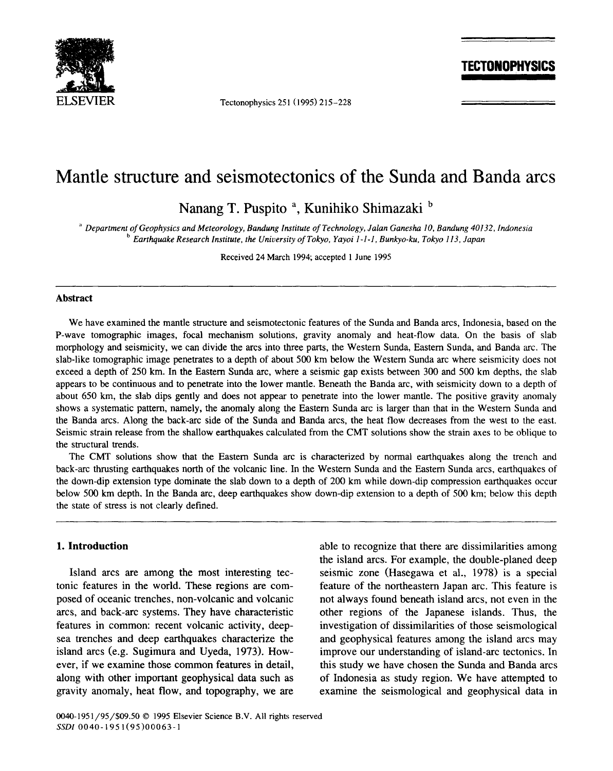# Mantle structure and seismotectonics of the Sunda and Banda arcs

Nanang T. Puspito [a], Kunihiko Shimazaki [b]

[a] *Department of Geophysics and Meteorology, Bandung Institute of Technology, Jalan Ganesha 10, Bandung 40132, Indonesia*
[b] *Earthquake Research Institute, the University of Tokyo, Yayoi 1-1-1, Bunkyo-ku, Tokyo 113, Japan*

Received 24 March 1994; accepted 1 June 1995

## Abstract

We have examined the mantle structure and seismotectonic features of the Sunda and Banda arcs, Indonesia, based on the P-wave tomographic images, focal mechanism solutions, gravity anomaly and heat-flow data. On the basis of slab morphology and seismicity, we can divide the arcs into three parts, the Western Sunda, Eastern Sunda, and Banda arc. The slab-like tomographic image penetrates to a depth of about 500 km below the Western Sunda arc where seismicity does not exceed a depth of 250 km. In the Eastern Sunda arc, where a seismic gap exists between 300 and 500 km depths, the slab appears to be continuous and to penetrate into the lower mantle. Beneath the Banda arc, with seismicity down to a depth of about 650 km, the slab dips gently and does not appear to penetrate into the lower mantle. The positive gravity anomaly shows a systematic pattern, namely, the anomaly along the Eastern Sunda arc is larger than that in the Western Sunda and the Banda arcs. Along the back-arc side of the Sunda and Banda arcs, the heat flow decreases from the west to the east. Seismic strain release from the shallow earthquakes calculated from the CMT solutions show the strain axes to be oblique to the structural trends.

The CMT solutions show that the Eastern Sunda arc is characterized by normal earthquakes along the trench and back-arc thrusting earthquakes north of the volcanic line. In the Western Sunda and the Eastern Sunda arcs, earthquakes of the down-dip extension type dominate the slab down to a depth of 200 km while down-dip compression earthquakes occur below 500 km depth. In the Banda arc, deep earthquakes show down-dip extension to a depth of 500 km; below this depth the state of stress is not clearly defined.

## 1. Introduction

Island arcs are among the most interesting tectonic features in the world. These regions are composed of oceanic trenches, non-volcanic and volcanic arcs, and back-arc systems. They have characteristic features in common: recent volcanic activity, deep-sea trenches and deep earthquakes characterize the island arcs (e.g. Sugimura and Uyeda, 1973). However, if we examine those common features in detail, along with other important geophysical data such as gravity anomaly, heat flow, and topography, we are able to recognize that there are dissimilarities among the island arcs. For example, the double-planed deep seismic zone (Hasegawa et al., 1978) is a special feature of the northeastern Japan arc. This feature is not always found beneath island arcs, not even in the other regions of the Japanese islands. Thus, the investigation of dissimilarities of those seismological and geophysical features among the island arcs may improve our understanding of island-arc tectonics. In this study we have chosen the Sunda and Banda arcs of Indonesia as study region. We have attempted to examine the seismological and geophysical data in

0040-1951/95/$09.50 © 1995 Elsevier Science B.V. All rights reserved
SSDI 0040-1951(95)00063-1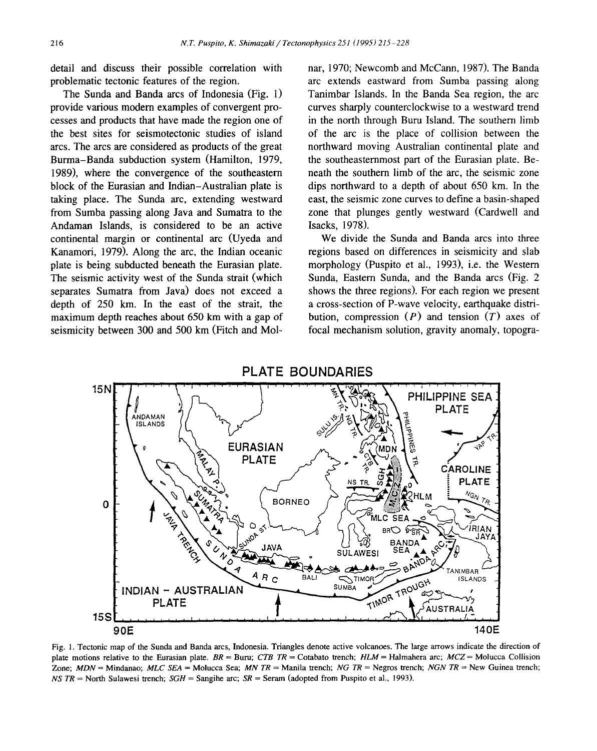detail and discuss their possible correlation with problematic tectonic features of the region.

The Sunda and Banda arcs of Indonesia (Fig. 1) provide various modern examples of convergent processes and products that have made the region one of the best sites for seismotectonic studies of island arcs. The arcs are considered as products of the great Burma–Banda subduction system (Hamilton, 1979, 1989), where the convergence of the southeastern block of the Eurasian and Indian–Australian plate is taking place. The Sunda arc, extending westward from Sumba passing along Java and Sumatra to the Andaman Islands, is considered to be an active continental margin or continental arc (Uyeda and Kanamori, 1979). Along the arc, the Indian oceanic plate is being subducted beneath the Eurasian plate. The seismic activity west of the Sunda strait (which separates Sumatra from Java) does not exceed a depth of 250 km. In the east of the strait, the maximum depth reaches about 650 km with a gap of seismicity between 300 and 500 km (Fitch and Molnar, 1970; Newcomb and McCann, 1987). The Banda arc extends eastward from Sumba passing along Tanimbar Islands. In the Banda Sea region, the arc curves sharply counterclockwise to a westward trend in the north through Buru Island. The southern limb of the arc is the place of collision between the northward moving Australian continental plate and the southeasternmost part of the Eurasian plate. Beneath the southern limb of the arc, the seismic zone dips northward to a depth of about 650 km. In the east, the seismic zone curves to define a basin-shaped zone that plunges gently westward (Cardwell and Isacks, 1978).

We divide the Sunda and Banda arcs into three regions based on differences in seismicity and slab morphology (Puspito et al., 1993), i.e. the Western Sunda, Eastern Sunda, and the Banda arcs (Fig. 2 shows the three regions). For each region we present a cross-section of P-wave velocity, earthquake distribution, compression ($P$) and tension ($T$) axes of focal mechanism solution, gravity anomaly, topogra-

Fig. 1. Tectonic map of the Sunda and Banda arcs, Indonesia. Triangles denote active volcanoes. The large arrows indicate the direction of plate motions relative to the Eurasian plate. *BR* = Buru; *CTB TR* = Cotabato trench; *HLM* = Halmahera arc; *MCZ* = Molucca Collision Zone; *MDN* = Mindanao; *MLC SEA* = Molucca Sea; *MN TR* = Manila trench; *NG TR* = Negros trench; *NGN TR* = New Guinea trench; *NS TR* = North Sulawesi trench; *SGH* = Sangihe arc; *SR* = Seram (adopted from Puspito et al., 1993).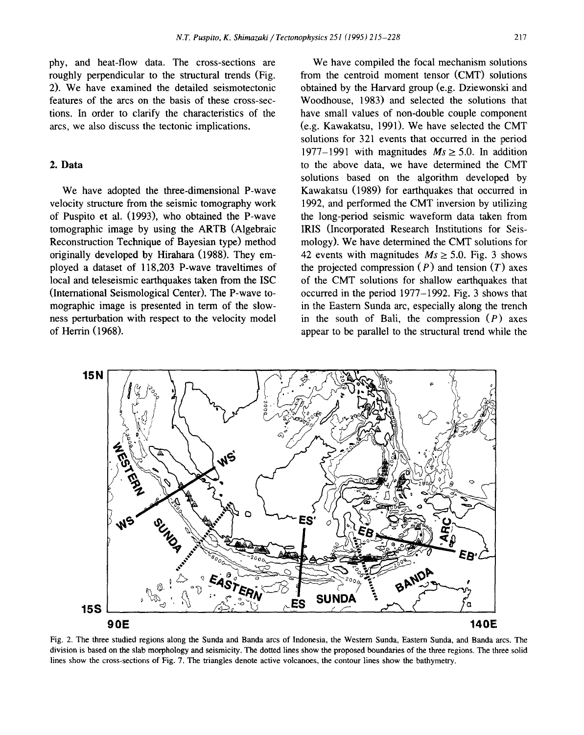phy, and heat-flow data. The cross-sections are roughly perpendicular to the structural trends (Fig. 2). We have examined the detailed seismotectonic features of the arcs on the basis of these cross-sections. In order to clarify the characteristics of the arcs, we also discuss the tectonic implications.

## 2. Data

We have adopted the three-dimensional P-wave velocity structure from the seismic tomography work of Puspito et al. (1993), who obtained the P-wave tomographic image by using the ARTB (Algebraic Reconstruction Technique of Bayesian type) method originally developed by Hirahara (1988). They employed a dataset of 118,203 P-wave traveltimes of local and teleseismic earthquakes taken from the ISC (International Seismological Center). The P-wave tomographic image is presented in term of the slowness perturbation with respect to the velocity model of Herrin (1968).

We have compiled the focal mechanism solutions from the centroid moment tensor (CMT) solutions obtained by the Harvard group (e.g. Dziewonski and Woodhouse, 1983) and selected the solutions that have small values of non-double couple component (e.g. Kawakatsu, 1991). We have selected the CMT solutions for 321 events that occurred in the period 1977–1991 with magnitudes $Ms \geq 5.0$. In addition to the above data, we have determined the CMT solutions based on the algorithm developed by Kawakatsu (1989) for earthquakes that occurred in 1992, and performed the CMT inversion by utilizing the long-period seismic waveform data taken from IRIS (Incorporated Research Institutions for Seismology). We have determined the CMT solutions for 42 events with magnitudes $Ms \geq 5.0$. Fig. 3 shows the projected compression ($P$) and tension ($T$) axes of the CMT solutions for shallow earthquakes that occurred in the period 1977–1992. Fig. 3 shows that in the Eastern Sunda arc, especially along the trench in the south of Bali, the compression ($P$) axes appear to be parallel to the structural trend while the

Fig. 2. The three studied regions along the Sunda and Banda arcs of Indonesia, the Western Sunda, Eastern Sunda, and Banda arcs. The division is based on the slab morphology and seismicity. The dotted lines show the proposed boundaries of the three regions. The three solid lines show the cross-sections of Fig. 7. The triangles denote active volcanoes, the contour lines show the bathymetry.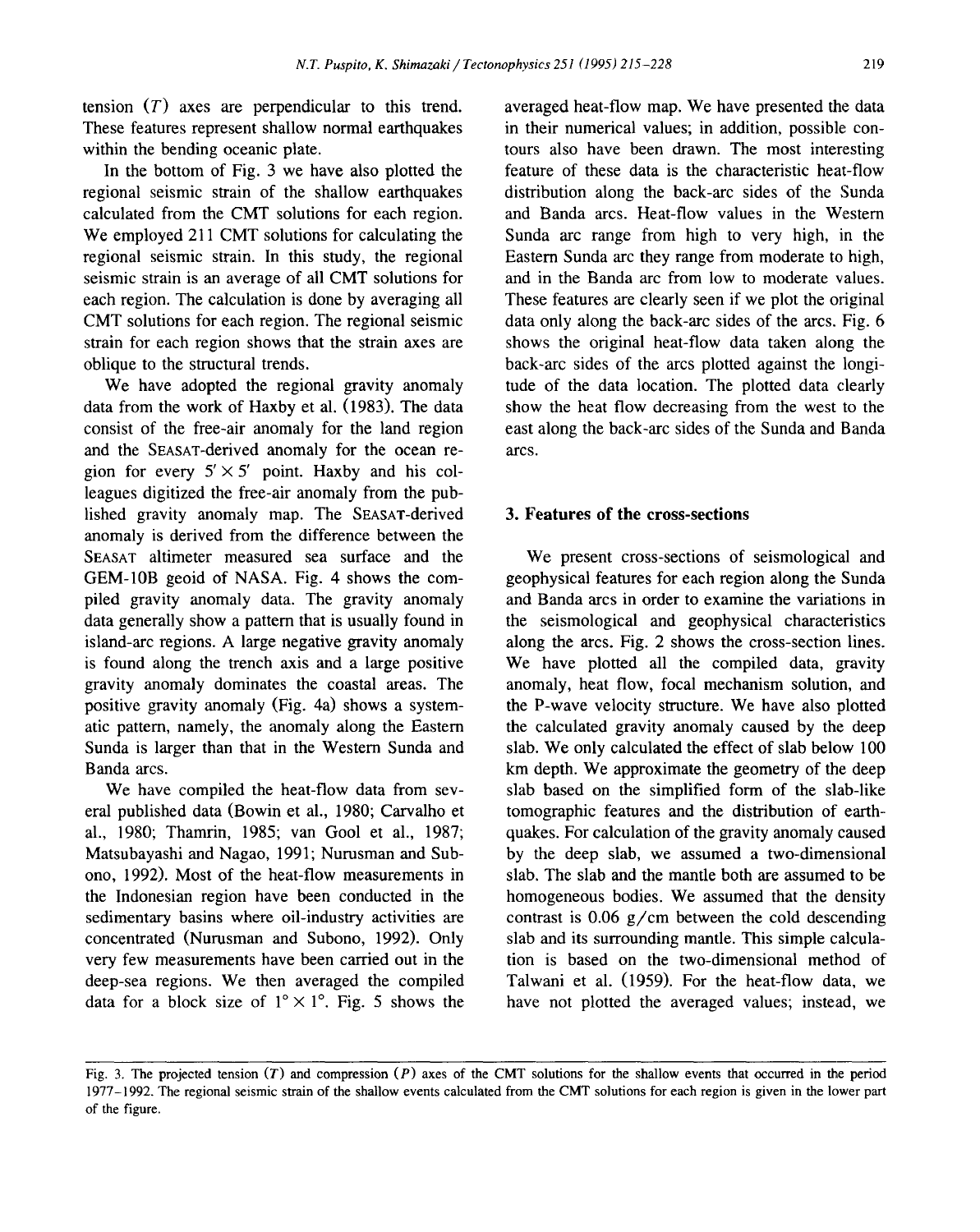tension ($T$) axes are perpendicular to this trend. These features represent shallow normal earthquakes within the bending oceanic plate.

In the bottom of Fig. 3 we have also plotted the regional seismic strain of the shallow earthquakes calculated from the CMT solutions for each region. We employed 211 CMT solutions for calculating the regional seismic strain. In this study, the regional seismic strain is an average of all CMT solutions for each region. The calculation is done by averaging all CMT solutions for each region. The regional seismic strain for each region shows that the strain axes are oblique to the structural trends.

We have adopted the regional gravity anomaly data from the work of Haxby et al. (1983). The data consist of the free-air anomaly for the land region and the SEASAT-derived anomaly for the ocean region for every $5' \times 5'$ point. Haxby and his colleagues digitized the free-air anomaly from the published gravity anomaly map. The SEASAT-derived anomaly is derived from the difference between the SEASAT altimeter measured sea surface and the GEM-10B geoid of NASA. Fig. 4 shows the compiled gravity anomaly data. The gravity anomaly data generally show a pattern that is usually found in island-arc regions. A large negative gravity anomaly is found along the trench axis and a large positive gravity anomaly dominates the coastal areas. The positive gravity anomaly (Fig. 4a) shows a systematic pattern, namely, the anomaly along the Eastern Sunda is larger than that in the Western Sunda and Banda arcs.

We have compiled the heat-flow data from several published data (Bowin et al., 1980; Carvalho et al., 1980; Thamrin, 1985; van Gool et al., 1987; Matsubayashi and Nagao, 1991; Nurusman and Subono, 1992). Most of the heat-flow measurements in the Indonesian region have been conducted in the sedimentary basins where oil-industry activities are concentrated (Nurusman and Subono, 1992). Only very few measurements have been carried out in the deep-sea regions. We then averaged the compiled data for a block size of $1° \times 1°$. Fig. 5 shows the averaged heat-flow map. We have presented the data in their numerical values; in addition, possible contours also have been drawn. The most interesting feature of these data is the characteristic heat-flow distribution along the back-arc sides of the Sunda and Banda arcs. Heat-flow values in the Western Sunda arc range from high to very high, in the Eastern Sunda arc they range from moderate to high, and in the Banda arc from low to moderate values. These features are clearly seen if we plot the original data only along the back-arc sides of the arcs. Fig. 6 shows the original heat-flow data taken along the back-arc sides of the arcs plotted against the longitude of the data location. The plotted data clearly show the heat flow decreasing from the west to the east along the back-arc sides of the Sunda and Banda arcs.

## 3. Features of the cross-sections

We present cross-sections of seismological and geophysical features for each region along the Sunda and Banda arcs in order to examine the variations in the seismological and geophysical characteristics along the arcs. Fig. 2 shows the cross-section lines. We have plotted all the compiled data, gravity anomaly, heat flow, focal mechanism solution, and the P-wave velocity structure. We have also plotted the calculated gravity anomaly caused by the deep slab. We only calculated the effect of slab below 100 km depth. We approximate the geometry of the deep slab based on the simplified form of the slab-like tomographic features and the distribution of earthquakes. For calculation of the gravity anomaly caused by the deep slab, we assumed a two-dimensional slab. The slab and the mantle both are assumed to be homogeneous bodies. We assumed that the density contrast is 0.06 g/cm between the cold descending slab and its surrounding mantle. This simple calculation is based on the two-dimensional method of Talwani et al. (1959). For the heat-flow data, we have not plotted the averaged values; instead, we

Fig. 3. The projected tension ($T$) and compression ($P$) axes of the CMT solutions for the shallow events that occurred in the period 1977–1992. The regional seismic strain of the shallow events calculated from the CMT solutions for each region is given in the lower part of the figure.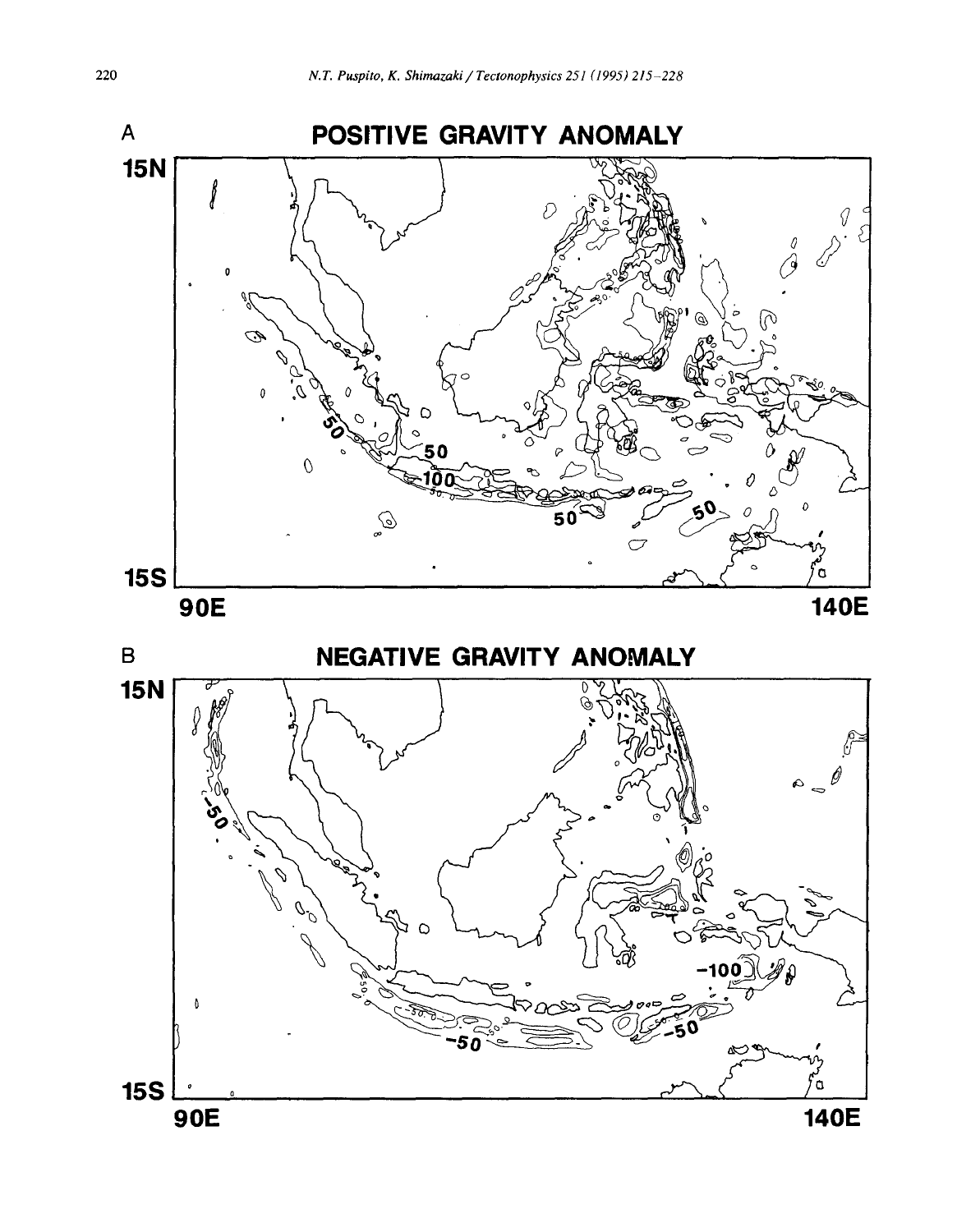A **POSITIVE GRAVITY ANOMALY**

B **NEGATIVE GRAVITY ANOMALY**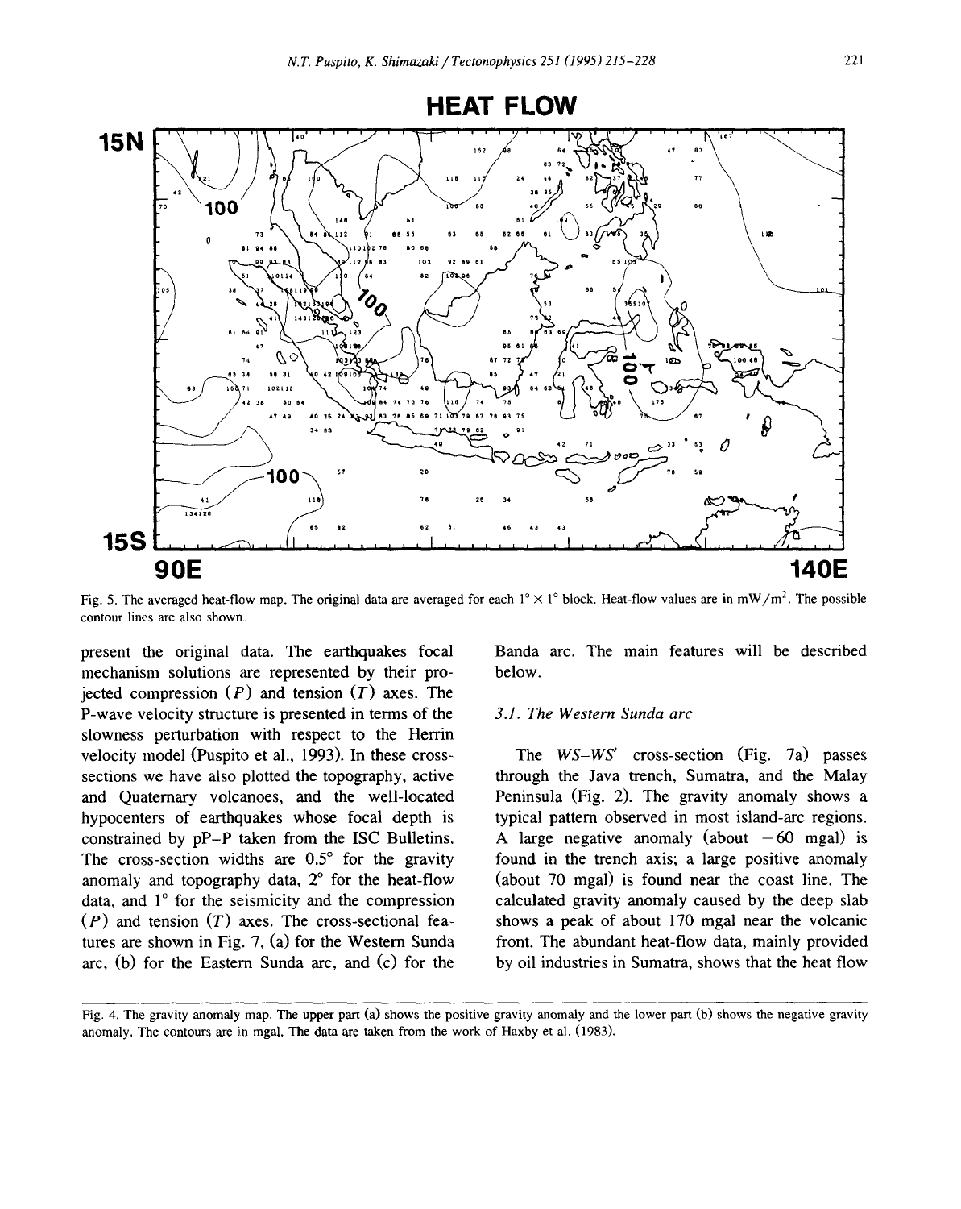Fig. 5. The averaged heat-flow map. The original data are averaged for each 1° × 1° block. Heat-flow values are in mW/m$^2$. The possible contour lines are also shown.

present the original data. The earthquakes focal mechanism solutions are represented by their projected compression ($P$) and tension ($T$) axes. The P-wave velocity structure is presented in terms of the slowness perturbation with respect to the Herrin velocity model (Puspito et al., 1993). In these cross-sections we have also plotted the topography, active and Quaternary volcanoes, and the well-located hypocenters of earthquakes whose focal depth is constrained by pP–P taken from the ISC Bulletins. The cross-section widths are 0.5° for the gravity anomaly and topography data, 2° for the heat-flow data, and 1° for the seismicity and the compression ($P$) and tension ($T$) axes. The cross-sectional features are shown in Fig. 7, (a) for the Western Sunda arc, (b) for the Eastern Sunda arc, and (c) for the Banda arc. The main features will be described below.

### 3.1. The Western Sunda arc

The *WS–WS'* cross-section (Fig. 7a) passes through the Java trench, Sumatra, and the Malay Peninsula (Fig. 2). The gravity anomaly shows a typical pattern observed in most island-arc regions. A large negative anomaly (about −60 mgal) is found in the trench axis; a large positive anomaly (about 70 mgal) is found near the coast line. The calculated gravity anomaly caused by the deep slab shows a peak of about 170 mgal near the volcanic front. The abundant heat-flow data, mainly provided by oil industries in Sumatra, shows that the heat flow

Fig. 4. The gravity anomaly map. The upper part (a) shows the positive gravity anomaly and the lower part (b) shows the negative gravity anomaly. The contours are in mgal. The data are taken from the work of Haxby et al. (1983).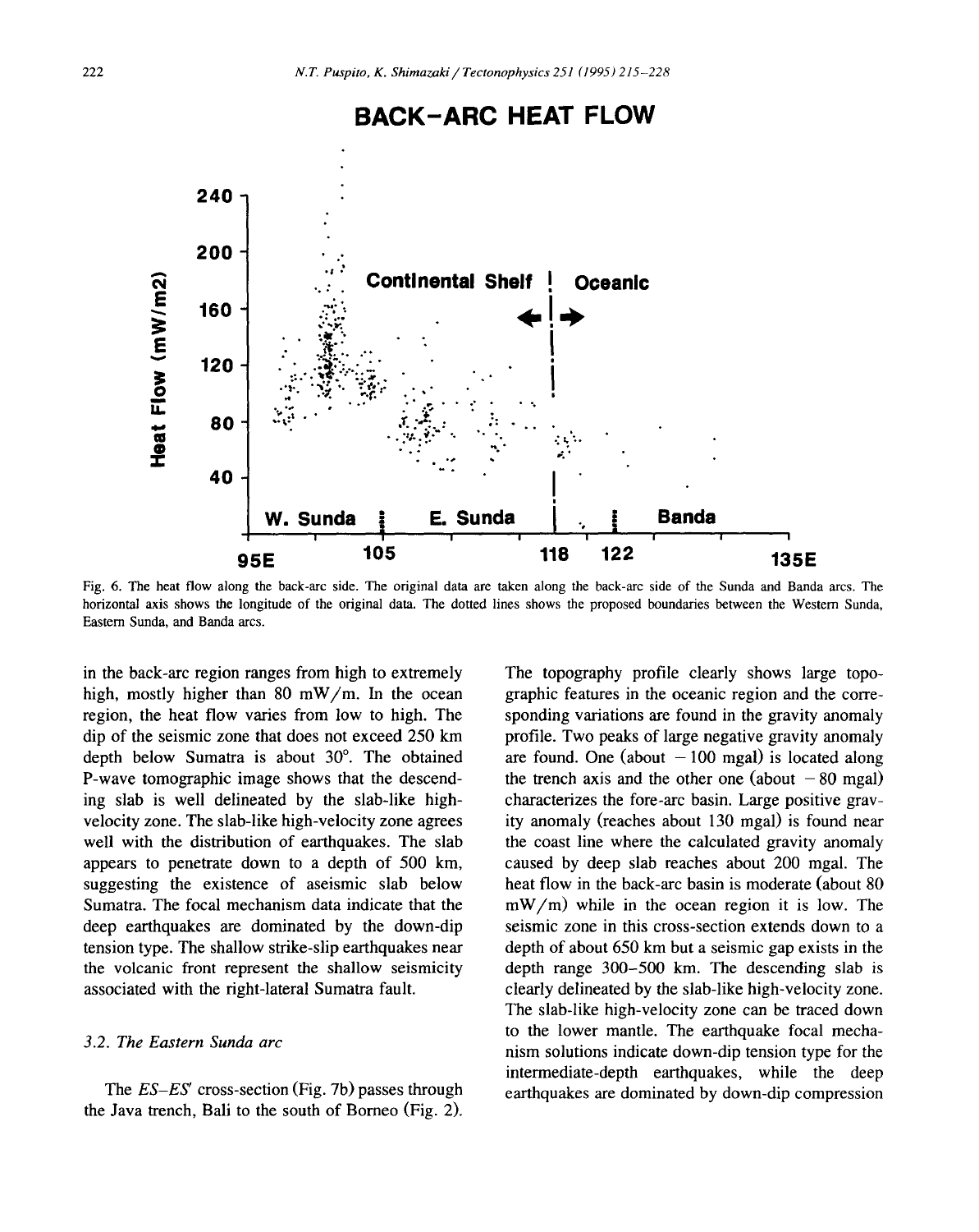Fig. 6. The heat flow along the back-arc side. The original data are taken along the back-arc side of the Sunda and Banda arcs. The horizontal axis shows the longitude of the original data. The dotted lines shows the proposed boundaries between the Western Sunda, Eastern Sunda, and Banda arcs.

in the back-arc region ranges from high to extremely high, mostly higher than 80 mW/m. In the ocean region, the heat flow varies from low to high. The dip of the seismic zone that does not exceed 250 km depth below Sumatra is about 30°. The obtained P-wave tomographic image shows that the descending slab is well delineated by the slab-like high-velocity zone. The slab-like high-velocity zone agrees well with the distribution of earthquakes. The slab appears to penetrate down to a depth of 500 km, suggesting the existence of aseismic slab below Sumatra. The focal mechanism data indicate that the deep earthquakes are dominated by the down-dip tension type. The shallow strike-slip earthquakes near the volcanic front represent the shallow seismicity associated with the right-lateral Sumatra fault.

### 3.2. The Eastern Sunda arc

The *ES–ES'* cross-section (Fig. 7b) passes through the Java trench, Bali to the south of Borneo (Fig. 2). The topography profile clearly shows large topographic features in the oceanic region and the corresponding variations are found in the gravity anomaly profile. Two peaks of large negative gravity anomaly are found. One (about −100 mgal) is located along the trench axis and the other one (about −80 mgal) characterizes the fore-arc basin. Large positive gravity anomaly (reaches about 130 mgal) is found near the coast line where the calculated gravity anomaly caused by deep slab reaches about 200 mgal. The heat flow in the back-arc basin is moderate (about 80 mW/m) while in the ocean region it is low. The seismic zone in this cross-section extends down to a depth of about 650 km but a seismic gap exists in the depth range 300–500 km. The descending slab is clearly delineated by the slab-like high-velocity zone. The slab-like high-velocity zone can be traced down to the lower mantle. The earthquake focal mechanism solutions indicate down-dip tension type for the intermediate-depth earthquakes, while the deep earthquakes are dominated by down-dip compression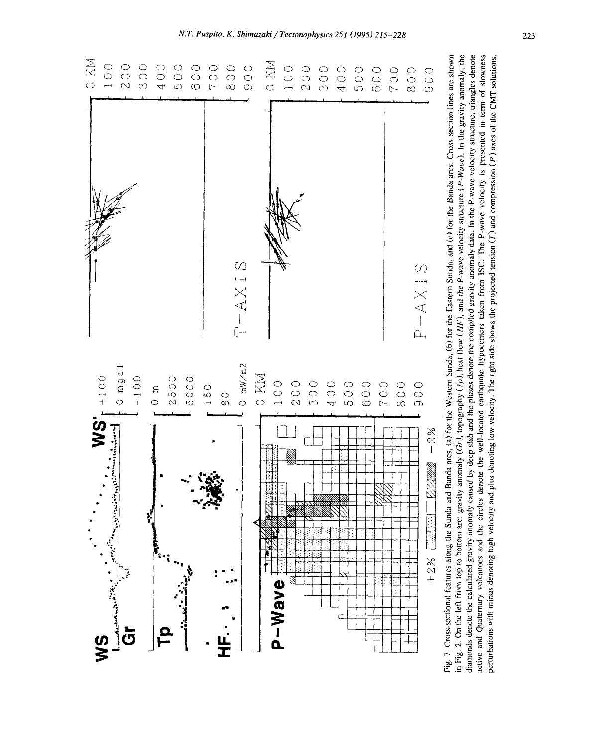Fig. 7. Cross-sectional features along the Sunda and Banda arcs, (a) for the Western Sunda, (b) for the Eastern Sunda, and (c) for the Banda arcs. Cross-section lines are shown in Fig. 2. On the left from top to bottom are: gravity anomaly (*Gr*), topography (*Tp*), heat flow (*HF*), and the P-wave velocity structure (*P-Wave*). In the gravity anomaly, the diamonds denote the calculated gravity anomaly caused by deep slab and the pluses denote the compiled gravity anomaly data. In the P-wave velocity structure, triangles denote active and Quaternary volcanoes and the circles denote the well-located earthquake hypocenters taken from ISC. The P-wave velocity is presented in term of slowness perturbations with minus denoting high velocity and plus denoting low velocity. The right side shows the projected tension (*T*) and compression (*P*) axes of the CMT solutions.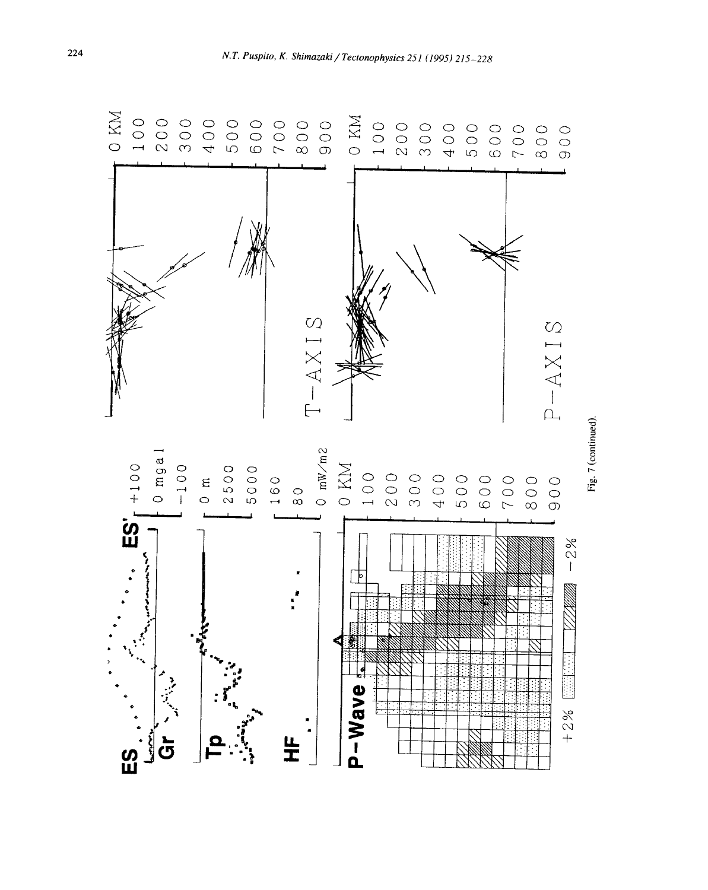Fig. 7 (continued).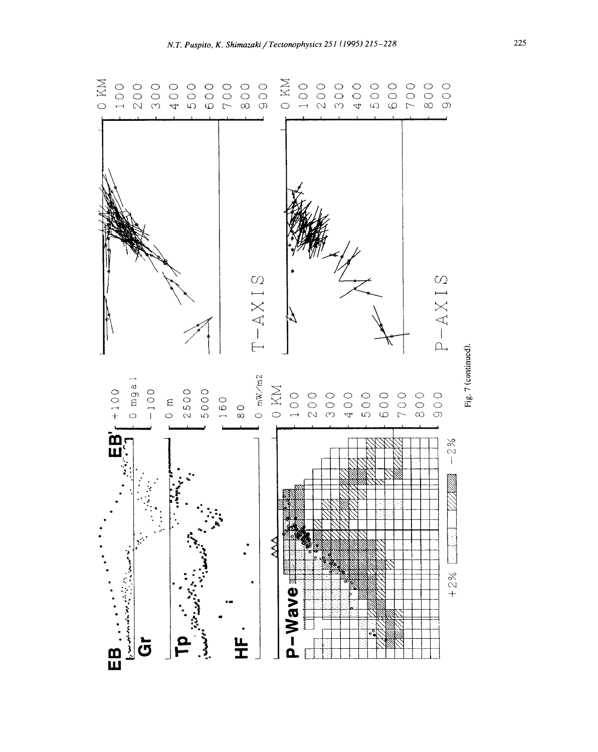Fig. 7 (continued).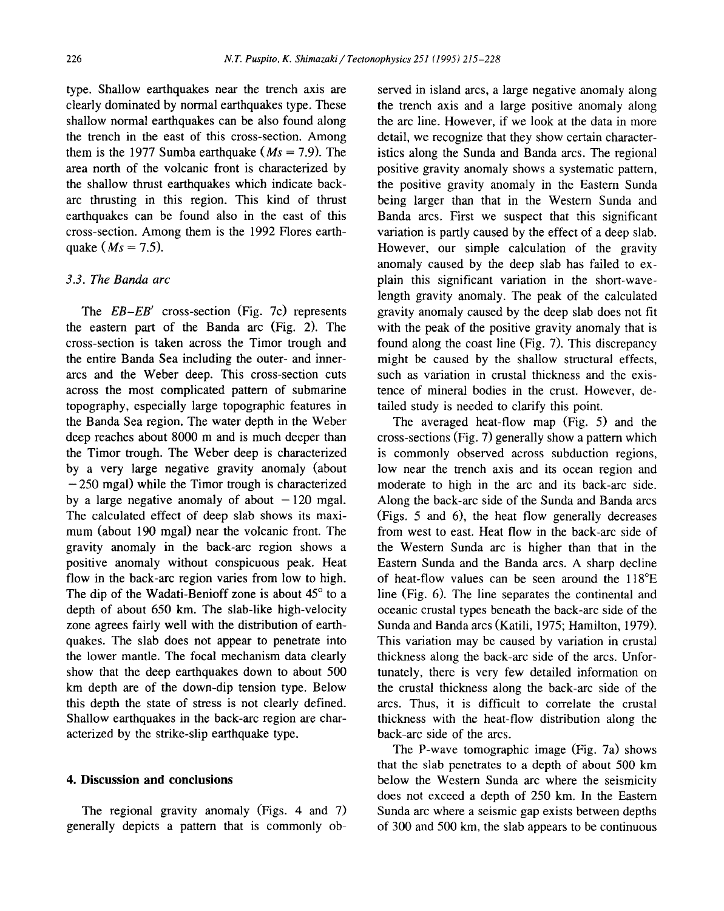type. Shallow earthquakes near the trench axis are clearly dominated by normal earthquakes type. These shallow normal earthquakes can be also found along the trench in the east of this cross-section. Among them is the 1977 Sumba earthquake ($Ms = 7.9$). The area north of the volcanic front is characterized by the shallow thrust earthquakes which indicate back-arc thrusting in this region. This kind of thrust earthquakes can be found also in the east of this cross-section. Among them is the 1992 Flores earthquake ($Ms = 7.5$).

### 3.3. The Banda arc

The $EB$–$EB'$ cross-section (Fig. 7c) represents the eastern part of the Banda arc (Fig. 2). The cross-section is taken across the Timor trough and the entire Banda Sea including the outer- and inner-arcs and the Weber deep. This cross-section cuts across the most complicated pattern of submarine topography, especially large topographic features in the Banda Sea region. The water depth in the Weber deep reaches about 8000 m and is much deeper than the Timor trough. The Weber deep is characterized by a very large negative gravity anomaly (about −250 mgal) while the Timor trough is characterized by a large negative anomaly of about −120 mgal. The calculated effect of deep slab shows its maximum (about 190 mgal) near the volcanic front. The gravity anomaly in the back-arc region shows a positive anomaly without conspicuous peak. Heat flow in the back-arc region varies from low to high. The dip of the Wadati-Benioff zone is about 45° to a depth of about 650 km. The slab-like high-velocity zone agrees fairly well with the distribution of earthquakes. The slab does not appear to penetrate into the lower mantle. The focal mechanism data clearly show that the deep earthquakes down to about 500 km depth are of the down-dip tension type. Below this depth the state of stress is not clearly defined. Shallow earthquakes in the back-arc region are characterized by the strike-slip earthquake type.

## 4. Discussion and conclusions

The regional gravity anomaly (Figs. 4 and 7) generally depicts a pattern that is commonly observed in island arcs, a large negative anomaly along the trench axis and a large positive anomaly along the arc line. However, if we look at the data in more detail, we recognize that they show certain characteristics along the Sunda and Banda arcs. The regional positive gravity anomaly shows a systematic pattern, the positive gravity anomaly in the Eastern Sunda being larger than that in the Western Sunda and Banda arcs. First we suspect that this significant variation is partly caused by the effect of a deep slab. However, our simple calculation of the gravity anomaly caused by the deep slab has failed to explain this significant variation in the short-wavelength gravity anomaly. The peak of the calculated gravity anomaly caused by the deep slab does not fit with the peak of the positive gravity anomaly that is found along the coast line (Fig. 7). This discrepancy might be caused by the shallow structural effects, such as variation in crustal thickness and the existence of mineral bodies in the crust. However, detailed study is needed to clarify this point.

The averaged heat-flow map (Fig. 5) and the cross-sections (Fig. 7) generally show a pattern which is commonly observed across subduction regions, low near the trench axis and its ocean region and moderate to high in the arc and its back-arc side. Along the back-arc side of the Sunda and Banda arcs (Figs. 5 and 6), the heat flow generally decreases from west to east. Heat flow in the back-arc side of the Western Sunda arc is higher than that in the Eastern Sunda and the Banda arcs. A sharp decline of heat-flow values can be seen around the 118°E line (Fig. 6). The line separates the continental and oceanic crustal types beneath the back-arc side of the Sunda and Banda arcs (Katili, 1975; Hamilton, 1979). This variation may be caused by variation in crustal thickness along the back-arc side of the arcs. Unfortunately, there is very few detailed information on the crustal thickness along the back-arc side of the arcs. Thus, it is difficult to correlate the crustal thickness with the heat-flow distribution along the back-arc side of the arcs.

The P-wave tomographic image (Fig. 7a) shows that the slab penetrates to a depth of about 500 km below the Western Sunda arc where the seismicity does not exceed a depth of 250 km. In the Eastern Sunda arc where a seismic gap exists between depths of 300 and 500 km, the slab appears to be continuous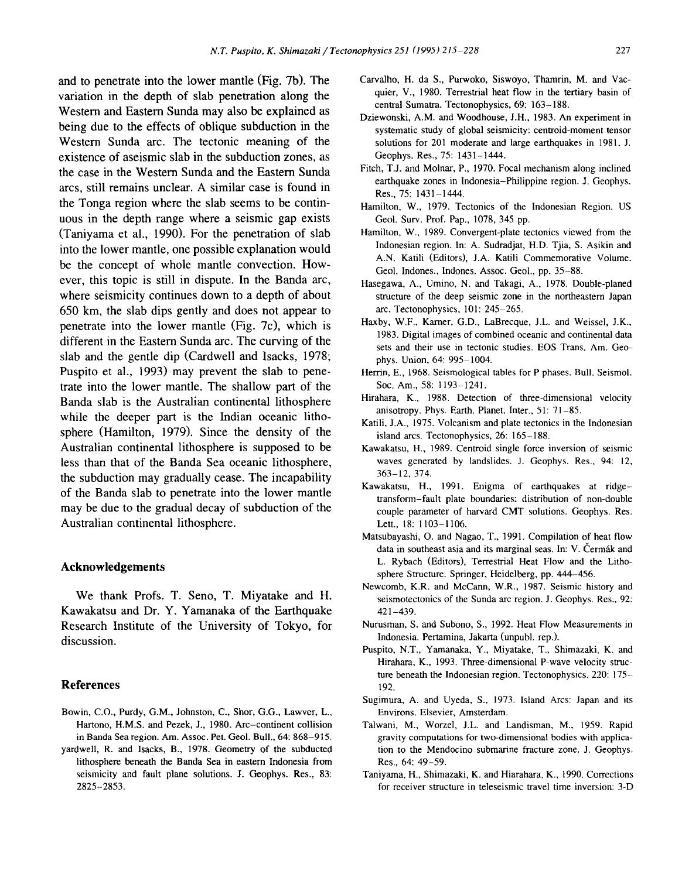and to penetrate into the lower mantle (Fig. 7b). The variation in the depth of slab penetration along the Western and Eastern Sunda may also be explained as being due to the effects of oblique subduction in the Western Sunda arc. The tectonic meaning of the existence of aseismic slab in the subduction zones, as the case in the Western Sunda and the Eastern Sunda arcs, still remains unclear. A similar case is found in the Tonga region where the slab seems to be continuous in the depth range where a seismic gap exists (Taniyama et al., 1990). For the penetration of slab into the lower mantle, one possible explanation would be the concept of whole mantle convection. However, this topic is still in dispute. In the Banda arc, where seismicity continues down to a depth of about 650 km, the slab dips gently and does not appear to penetrate into the lower mantle (Fig. 7c), which is different in the Eastern Sunda arc. The curving of the slab and the gentle dip (Cardwell and Isacks, 1978; Puspito et al., 1993) may prevent the slab to penetrate into the lower mantle. The shallow part of the Banda slab is the Australian continental lithosphere while the deeper part is the Indian oceanic lithosphere (Hamilton, 1979). Since the density of the Australian continental lithosphere is supposed to be less than that of the Banda Sea oceanic lithosphere, the subduction may gradually cease. The incapability of the Banda slab to penetrate into the lower mantle may be due to the gradual decay of subduction of the Australian continental lithosphere.

## Acknowledgements

We thank Profs. T. Seno, T. Miyatake and H. Kawakatsu and Dr. Y. Yamanaka of the Earthquake Research Institute of the University of Tokyo, for discussion.

## References

Bowin, C.O., Purdy, G.M., Johnston, C., Shor, G.G., Lawver, L., Hartono, H.M.S. and Pezek, J., 1980. Arc–continent collision in Banda Sea region. Am. Assoc. Pet. Geol. Bull., 64: 868–915.

yardwell, R. and Isacks, B., 1978. Geometry of the subducted lithosphere beneath the Banda Sea in eastern Indonesia from seismicity and fault plane solutions. J. Geophys. Res., 83: 2825–2853.

Carvalho, H. da S., Purwoko, Siswoyo, Thamrin, M. and Vacquier, V., 1980. Terrestrial heat flow in the tertiary basin of central Sumatra. Tectonophysics, 69: 163–188.

Dziewonski, A.M. and Woodhouse, J.H., 1983. An experiment in systematic study of global seismicity: centroid-moment tensor solutions for 201 moderate and large earthquakes in 1981. J. Geophys. Res., 75: 1431–1444.

Fitch, T.J. and Molnar, P., 1970. Focal mechanism along inclined earthquake zones in Indonesia–Philippine region. J. Geophys. Res., 75: 1431–1444.

Hamilton, W., 1979. Tectonics of the Indonesian Region. US Geol. Surv. Prof. Pap., 1078, 345 pp.

Hamilton, W., 1989. Convergent-plate tectonics viewed from the Indonesian region. In: A. Sudradjat, H.D. Tjia, S. Asikin and A.N. Katili (Editors), J.A. Katili Commemorative Volume. Geol. Indones., Indones. Assoc. Geol., pp. 35–88.

Hasegawa, A., Umino, N. and Takagi, A., 1978. Double-planed structure of the deep seismic zone in the northeastern Japan arc. Tectonophysics, 101: 245–265.

Haxby, W.F., Karner, G.D., LaBrecque, J.L. and Weissel, J.K., 1983. Digital images of combined oceanic and continental data sets and their use in tectonic studies. EOS Trans. Am. Geophys. Union, 64: 995–1004.

Herrin, E., 1968. Seismological tables for P phases. Bull. Seismol. Soc. Am., 58: 1193–1241.

Hirahara, K., 1988. Detection of three-dimensional velocity anisotropy. Phys. Earth. Planet. Inter., 51: 71–85.

Katili, J.A., 1975. Volcanism and plate tectonics in the Indonesian island arcs. Tectonophysics, 26: 165–188.

Kawakatsu, H., 1989. Centroid single force inversion of seismic waves generated by landslides. J. Geophys. Res., 94: 12, 363–12, 374.

Kawakatsu, H., 1991. Enigma of earthquakes at ridge–transform-fault plate boundaries: distribution of non-double couple parameter of harvard CMT solutions. Geophys. Res. Lett., 18: 1103–1106.

Matsubayashi, O. and Nagao, T., 1991. Compilation of heat flow data in southeast asia and its marginal seas. In: V. Čermák and L. Rybach (Editors), Terrestrial Heat Flow and the Lithosphere Structure. Springer, Heidelberg, pp. 444–456.

Newcomb, K.R. and McCann, W.R., 1987. Seismic history and seismotectonics of the Sunda arc region. J. Geophys. Res., 92: 421–439.

Nurusman, S. and Subono, S., 1992. Heat Flow Measurements in Indonesia. Pertamina, Jakarta (unpubl. rep.).

Puspito, N.T., Yamanaka, Y., Miyatake, T., Shimazaki, K. and Hirahara, K., 1993. Three-dimensional P-wave velocity structure beneath the Indonesian region. Tectonophysics, 220: 175–192.

Sugimura, A. and Uyeda, S., 1973. Island Arcs: Japan and its Environs. Elsevier, Amsterdam.

Talwani, M., Worzel, J.L. and Landisman, M., 1959. Rapid gravity computations for two-dimensional bodies with application to the Mendocino submarine fracture zone. J. Geophys. Res., 64: 49–59.

Taniyama, H., Shimazaki, K. and Hiarahara, K., 1990. Corrections for receiver structure in teleseismic travel time inversion: 3-D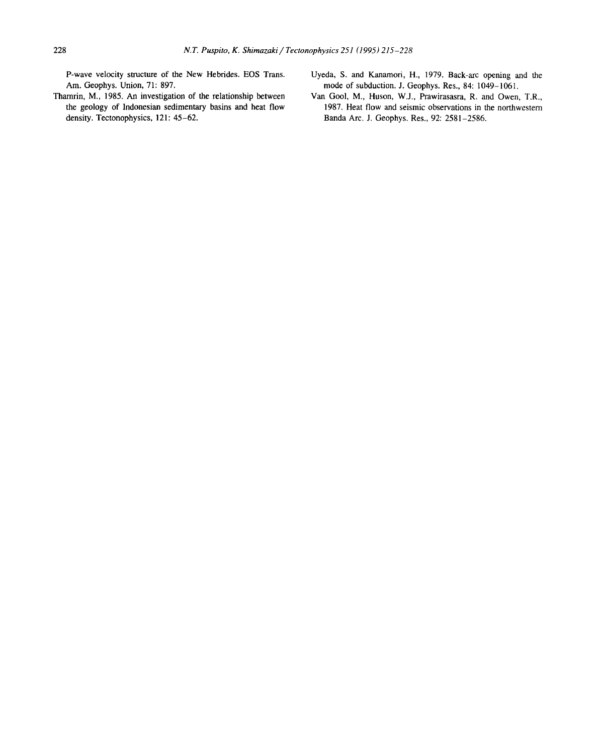P-wave velocity structure of the New Hebrides. EOS Trans. Am. Geophys. Union, 71: 897.

Thamrin, M., 1985. An investigation of the relationship between the geology of Indonesian sedimentary basins and heat flow density. Tectonophysics, 121: 45–62.

Uyeda, S. and Kanamori, H., 1979. Back-arc opening and the mode of subduction. J. Geophys. Res., 84: 1049–1061.

Van Gool, M., Huson, W.J., Prawirasasra, R. and Owen, T.R., 1987. Heat flow and seismic observations in the northwestern Banda Arc. J. Geophys. Res., 92: 2581–2586.